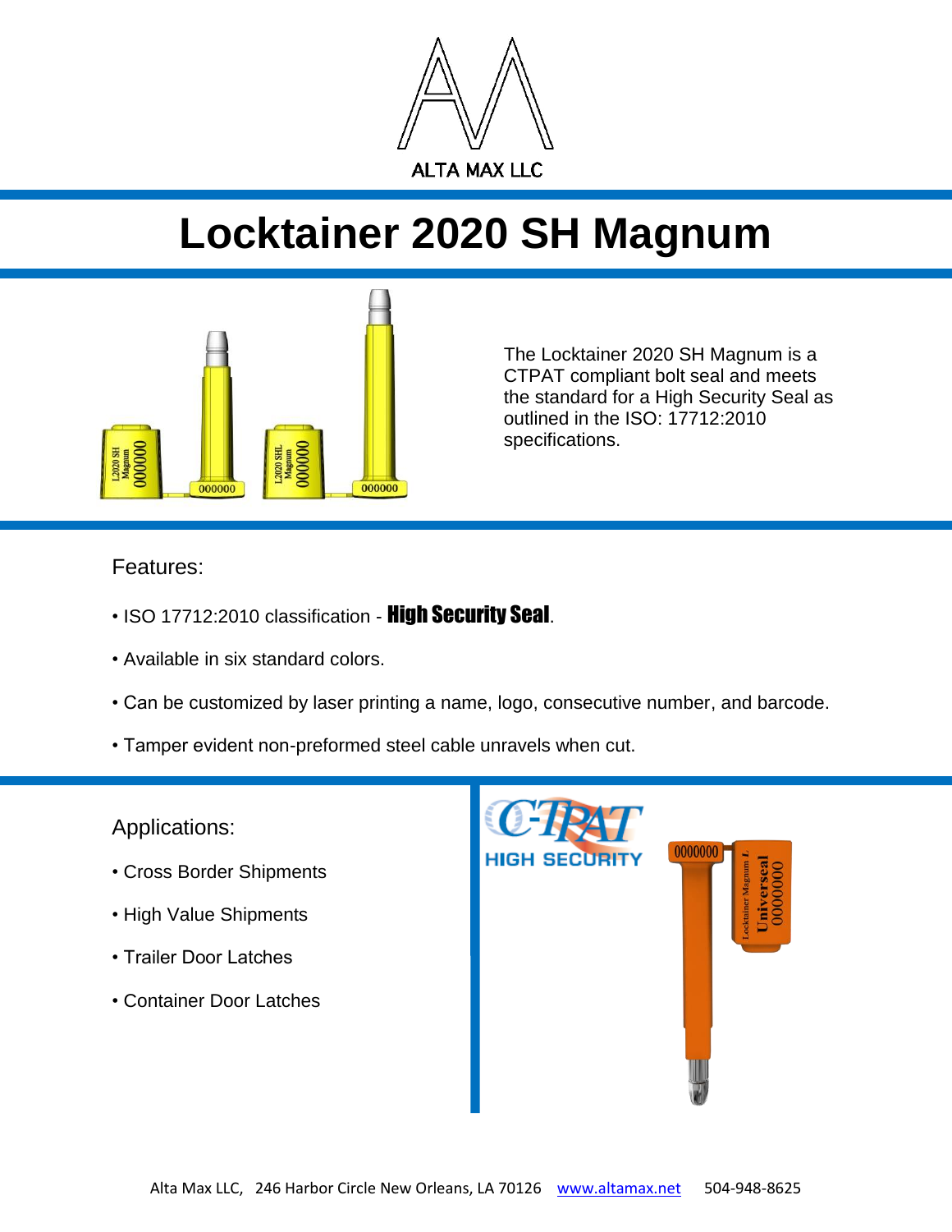ALTA MAX LLC

# Locktainer 2020 SH Magnum

The Locktainer 2020 SH Magnum is a CTPAT compliant bolt seal and meets the standard for a High Security Seal as outlined in the ISO: 17712:2010 specifications.

Features:

- ISO 17712:2010 classification - **High Security Seal**.
- Available in six standard colors.
- Can be customized by laser printing a name, logo, consecutive number, and barcode.
- Tamper evident non-preformed steel cable unravels when cut.

Applications:

- Cross Border Shipments
- High Value Shipments
- Trailer Door Latches
- Container Door Latches

C-TPAT HIGH SECURITY

Alta Max LLC, 246 Harbor Circle New Orleans, LA 70126 www.altamax.net 504-948-8625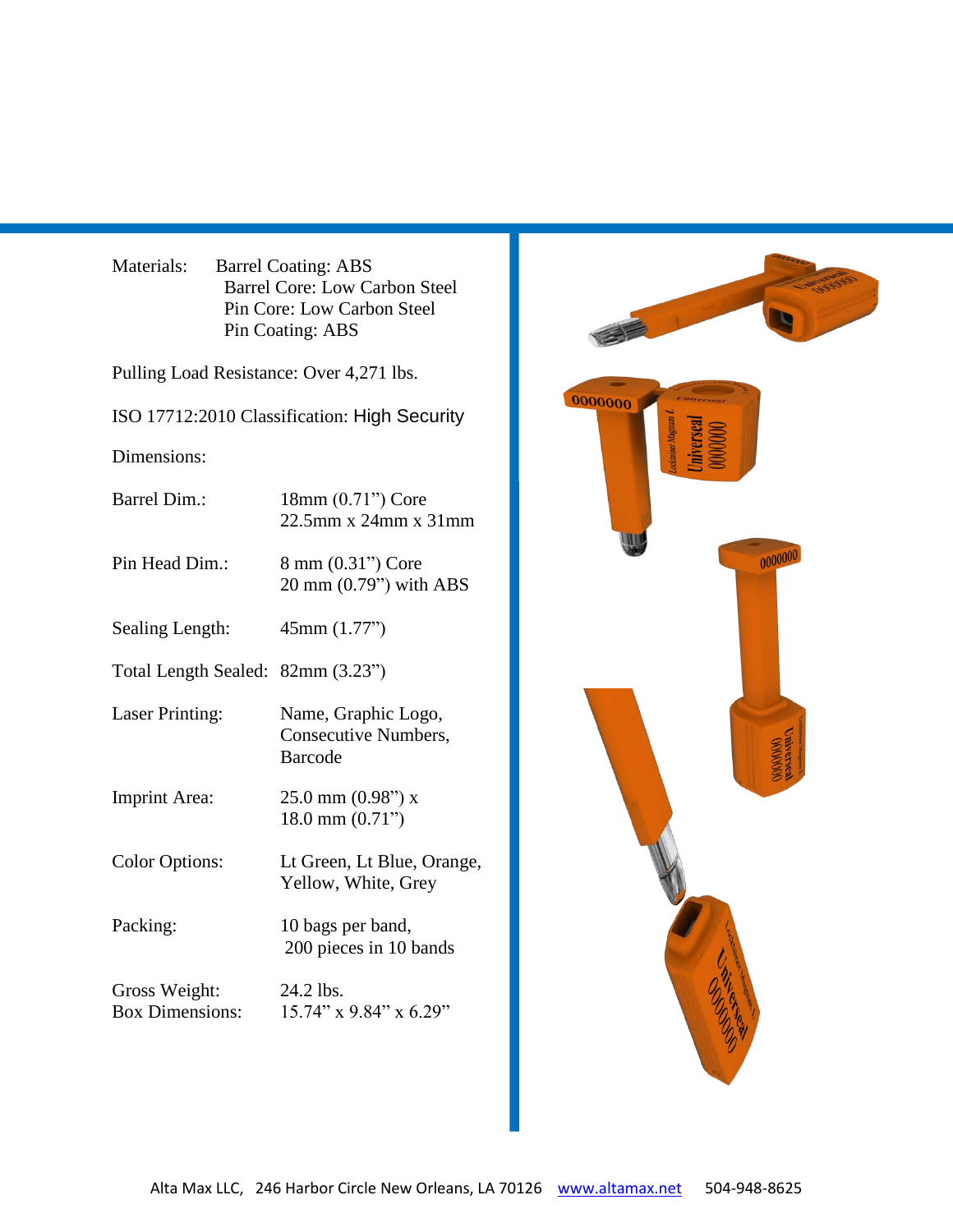Materials: Barrel Coating: ABS
Barrel Core: Low Carbon Steel
Pin Core: Low Carbon Steel
Pin Coating: ABS

Pulling Load Resistance: Over 4,271 lbs.

ISO 17712:2010 Classification: High Security

Dimensions:

| | |
|---|---|
| Barrel Dim.: | 18mm (0.71") Core<br>22.5mm x 24mm x 31mm |
| Pin Head Dim.: | 8 mm (0.31") Core<br>20 mm (0.79") with ABS |
| Sealing Length: | 45mm (1.77") |
| Total Length Sealed: | 82mm (3.23") |
| Laser Printing: | Name, Graphic Logo, Consecutive Numbers, Barcode |
| Imprint Area: | 25.0 mm (0.98") x 18.0 mm (0.71") |
| Color Options: | Lt Green, Lt Blue, Orange, Yellow, White, Grey |
| Packing: | 10 bags per band, 200 pieces in 10 bands |
| Gross Weight: | 24.2 lbs. |
| Box Dimensions: | 15.74" x 9.84" x 6.29" |

Alta Max LLC, 246 Harbor Circle New Orleans, LA 70126 www.altamax.net 504-948-8625